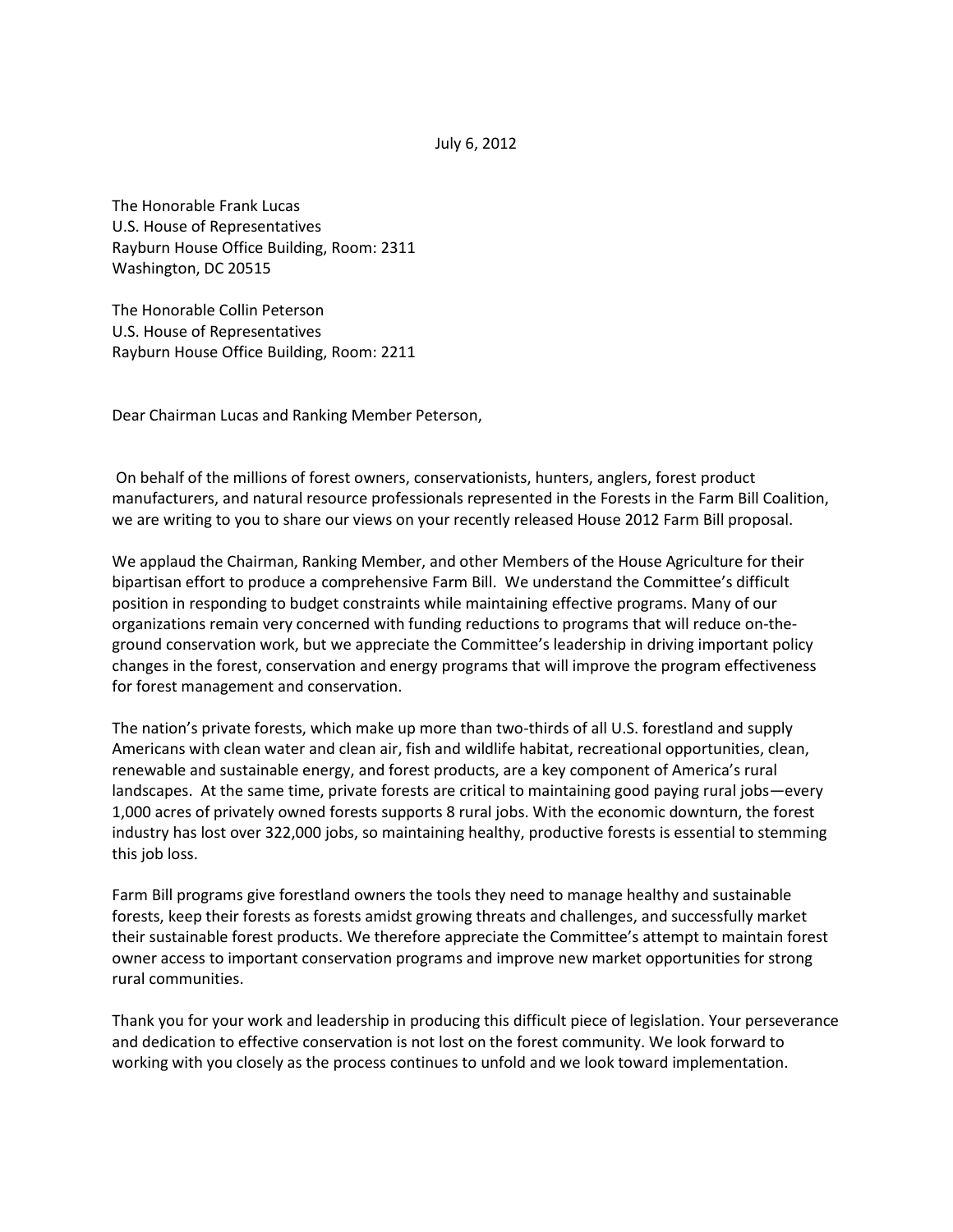July 6, 2012

The Honorable Frank Lucas
U.S. House of Representatives
Rayburn House Office Building, Room: 2311
Washington, DC 20515

The Honorable Collin Peterson
U.S. House of Representatives
Rayburn House Office Building, Room: 2211

Dear Chairman Lucas and Ranking Member Peterson,

On behalf of the millions of forest owners, conservationists, hunters, anglers, forest product manufacturers, and natural resource professionals represented in the Forests in the Farm Bill Coalition, we are writing to you to share our views on your recently released House 2012 Farm Bill proposal.

We applaud the Chairman, Ranking Member, and other Members of the House Agriculture for their bipartisan effort to produce a comprehensive Farm Bill. We understand the Committee's difficult position in responding to budget constraints while maintaining effective programs. Many of our organizations remain very concerned with funding reductions to programs that will reduce on-the-ground conservation work, but we appreciate the Committee's leadership in driving important policy changes in the forest, conservation and energy programs that will improve the program effectiveness for forest management and conservation.

The nation's private forests, which make up more than two-thirds of all U.S. forestland and supply Americans with clean water and clean air, fish and wildlife habitat, recreational opportunities, clean, renewable and sustainable energy, and forest products, are a key component of America's rural landscapes. At the same time, private forests are critical to maintaining good paying rural jobs—every 1,000 acres of privately owned forests supports 8 rural jobs. With the economic downturn, the forest industry has lost over 322,000 jobs, so maintaining healthy, productive forests is essential to stemming this job loss.

Farm Bill programs give forestland owners the tools they need to manage healthy and sustainable forests, keep their forests as forests amidst growing threats and challenges, and successfully market their sustainable forest products. We therefore appreciate the Committee's attempt to maintain forest owner access to important conservation programs and improve new market opportunities for strong rural communities.

Thank you for your work and leadership in producing this difficult piece of legislation. Your perseverance and dedication to effective conservation is not lost on the forest community. We look forward to working with you closely as the process continues to unfold and we look toward implementation.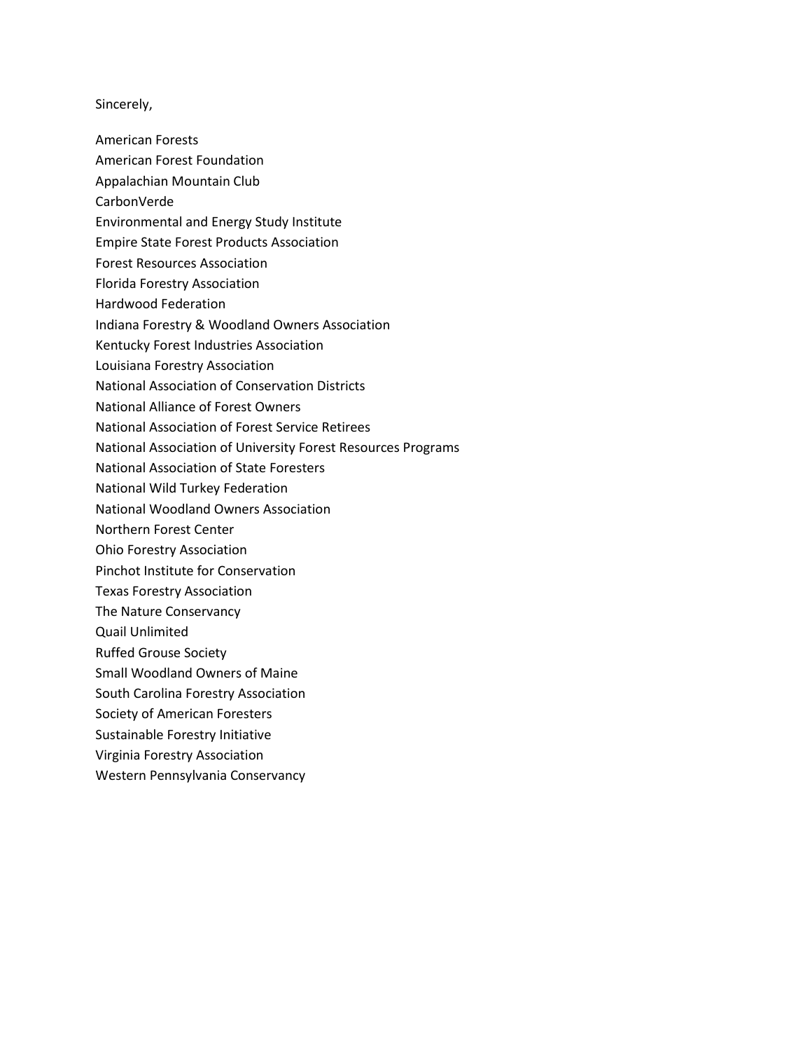Sincerely,

American Forests
American Forest Foundation
Appalachian Mountain Club
CarbonVerde
Environmental and Energy Study Institute
Empire State Forest Products Association
Forest Resources Association
Florida Forestry Association
Hardwood Federation
Indiana Forestry & Woodland Owners Association
Kentucky Forest Industries Association
Louisiana Forestry Association
National Association of Conservation Districts
National Alliance of Forest Owners
National Association of Forest Service Retirees
National Association of University Forest Resources Programs
National Association of State Foresters
National Wild Turkey Federation
National Woodland Owners Association
Northern Forest Center
Ohio Forestry Association
Pinchot Institute for Conservation
Texas Forestry Association
The Nature Conservancy
Quail Unlimited
Ruffed Grouse Society
Small Woodland Owners of Maine
South Carolina Forestry Association
Society of American Foresters
Sustainable Forestry Initiative
Virginia Forestry Association
Western Pennsylvania Conservancy